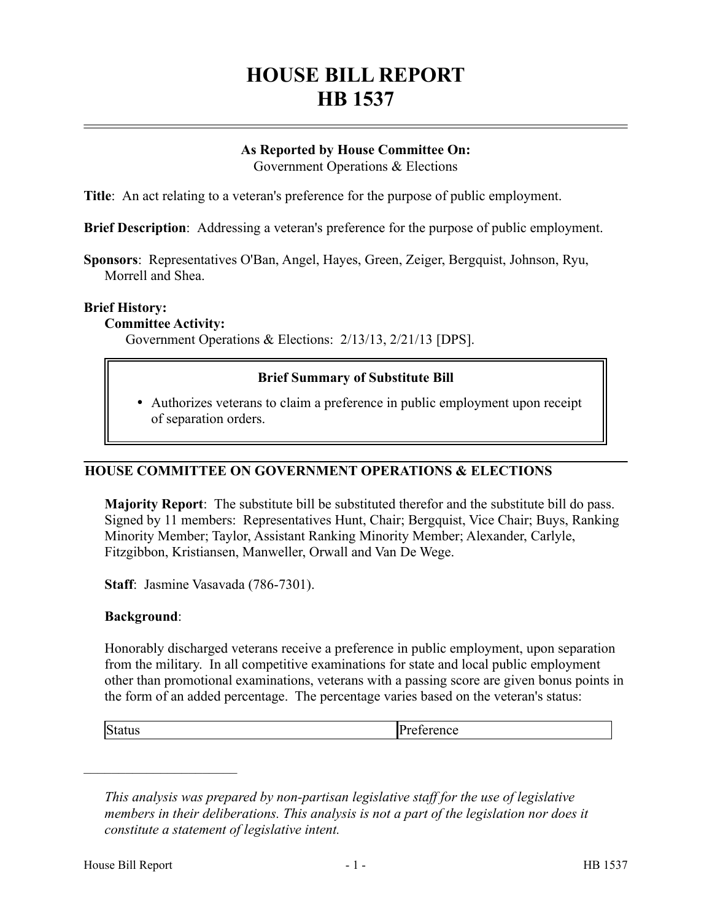# HOUSE BILL REPORT
# HB 1537

**As Reported by House Committee On:**
Government Operations & Elections

**Title**: An act relating to a veteran's preference for the purpose of public employment.

**Brief Description**: Addressing a veteran's preference for the purpose of public employment.

**Sponsors**: Representatives O'Ban, Angel, Hayes, Green, Zeiger, Bergquist, Johnson, Ryu, Morrell and Shea.

**Brief History:**

**Committee Activity:**

Government Operations & Elections: 2/13/13, 2/21/13 [DPS].

**Brief Summary of Substitute Bill**

- Authorizes veterans to claim a preference in public employment upon receipt of separation orders.

## HOUSE COMMITTEE ON GOVERNMENT OPERATIONS & ELECTIONS

**Majority Report**: The substitute bill be substituted therefor and the substitute bill do pass. Signed by 11 members: Representatives Hunt, Chair; Bergquist, Vice Chair; Buys, Ranking Minority Member; Taylor, Assistant Ranking Minority Member; Alexander, Carlyle, Fitzgibbon, Kristiansen, Manweller, Orwall and Van De Wege.

**Staff**: Jasmine Vasavada (786-7301).

**Background**:

Honorably discharged veterans receive a preference in public employment, upon separation from the military. In all competitive examinations for state and local public employment other than promotional examinations, veterans with a passing score are given bonus points in the form of an added percentage. The percentage varies based on the veteran's status:

| Status | Preference |
|---|---|

*This analysis was prepared by non-partisan legislative staff for the use of legislative members in their deliberations. This analysis is not a part of the legislation nor does it constitute a statement of legislative intent.*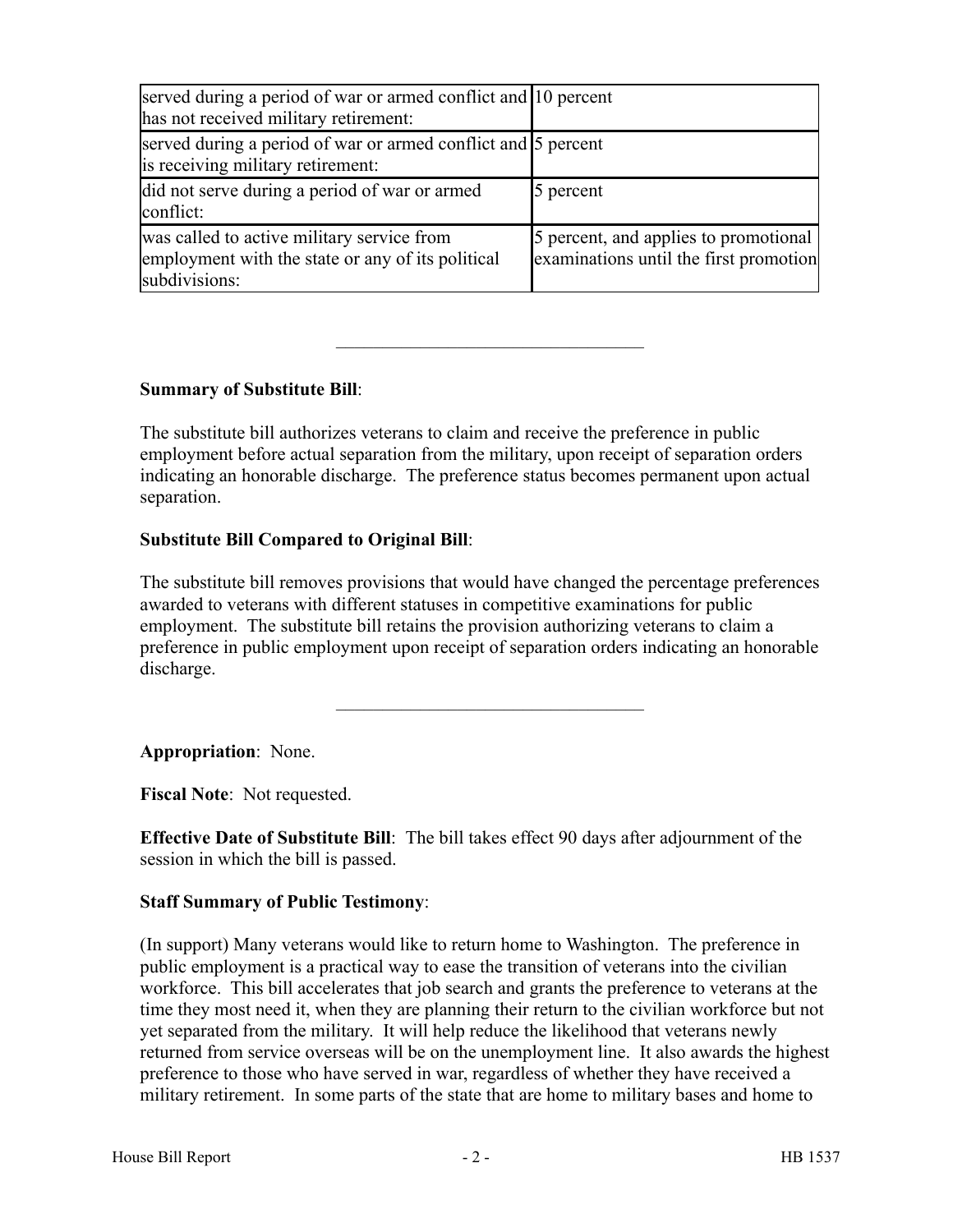| | |
|---|---|
| served during a period of war or armed conflict and has not received military retirement: | 10 percent |
| served during a period of war or armed conflict and is receiving military retirement: | 5 percent |
| did not serve during a period of war or armed conflict: | 5 percent |
| was called to active military service from employment with the state or any of its political subdivisions: | 5 percent, and applies to promotional examinations until the first promotion |

---

**Summary of Substitute Bill**:

The substitute bill authorizes veterans to claim and receive the preference in public employment before actual separation from the military, upon receipt of separation orders indicating an honorable discharge. The preference status becomes permanent upon actual separation.

**Substitute Bill Compared to Original Bill**:

The substitute bill removes provisions that would have changed the percentage preferences awarded to veterans with different statuses in competitive examinations for public employment. The substitute bill retains the provision authorizing veterans to claim a preference in public employment upon receipt of separation orders indicating an honorable discharge.

---

**Appropriation**: None.

**Fiscal Note**: Not requested.

**Effective Date of Substitute Bill**: The bill takes effect 90 days after adjournment of the session in which the bill is passed.

**Staff Summary of Public Testimony**:

(In support) Many veterans would like to return home to Washington. The preference in public employment is a practical way to ease the transition of veterans into the civilian workforce. This bill accelerates that job search and grants the preference to veterans at the time they most need it, when they are planning their return to the civilian workforce but not yet separated from the military. It will help reduce the likelihood that veterans newly returned from service overseas will be on the unemployment line. It also awards the highest preference to those who have served in war, regardless of whether they have received a military retirement. In some parts of the state that are home to military bases and home to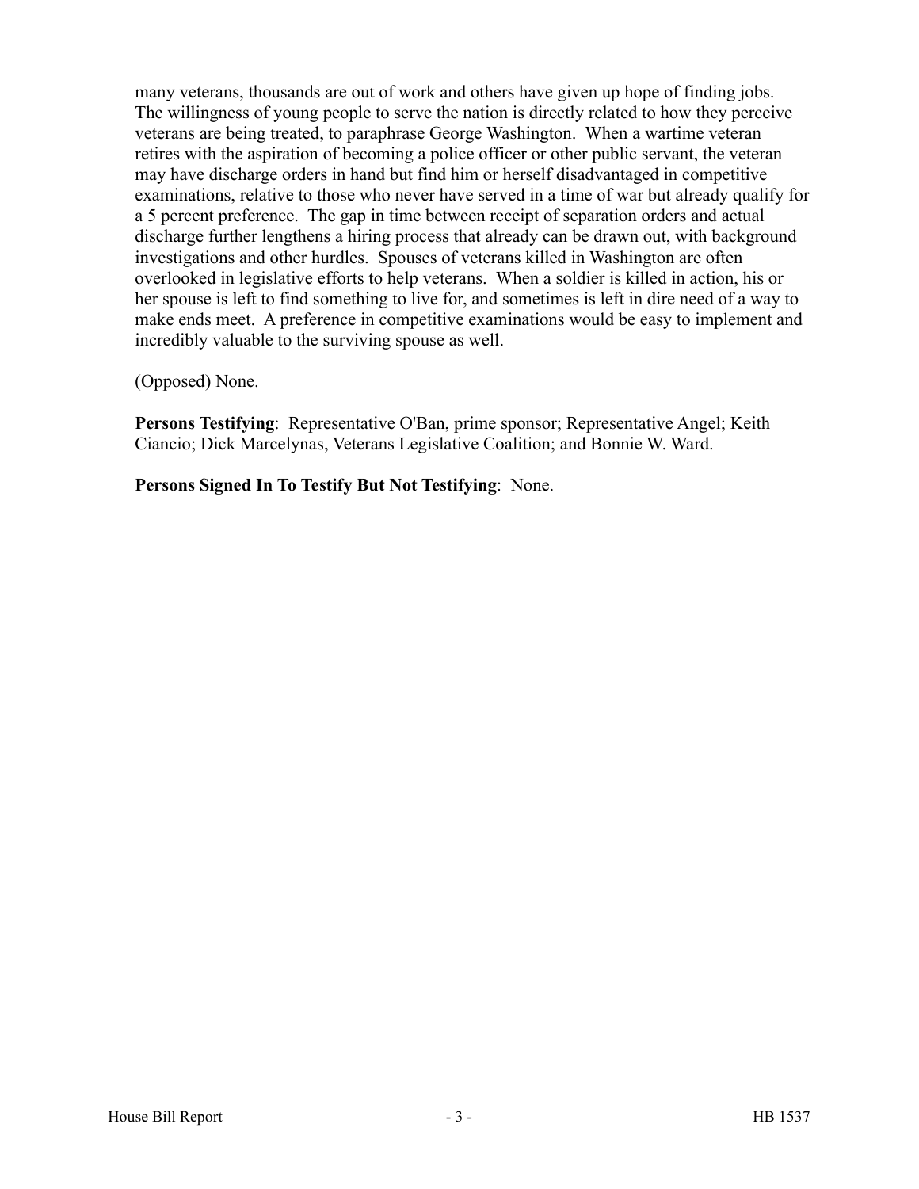many veterans, thousands are out of work and others have given up hope of finding jobs. The willingness of young people to serve the nation is directly related to how they perceive veterans are being treated, to paraphrase George Washington. When a wartime veteran retires with the aspiration of becoming a police officer or other public servant, the veteran may have discharge orders in hand but find him or herself disadvantaged in competitive examinations, relative to those who never have served in a time of war but already qualify for a 5 percent preference. The gap in time between receipt of separation orders and actual discharge further lengthens a hiring process that already can be drawn out, with background investigations and other hurdles. Spouses of veterans killed in Washington are often overlooked in legislative efforts to help veterans. When a soldier is killed in action, his or her spouse is left to find something to live for, and sometimes is left in dire need of a way to make ends meet. A preference in competitive examinations would be easy to implement and incredibly valuable to the surviving spouse as well.

(Opposed) None.

**Persons Testifying**: Representative O'Ban, prime sponsor; Representative Angel; Keith Ciancio; Dick Marcelynas, Veterans Legislative Coalition; and Bonnie W. Ward.

**Persons Signed In To Testify But Not Testifying**: None.